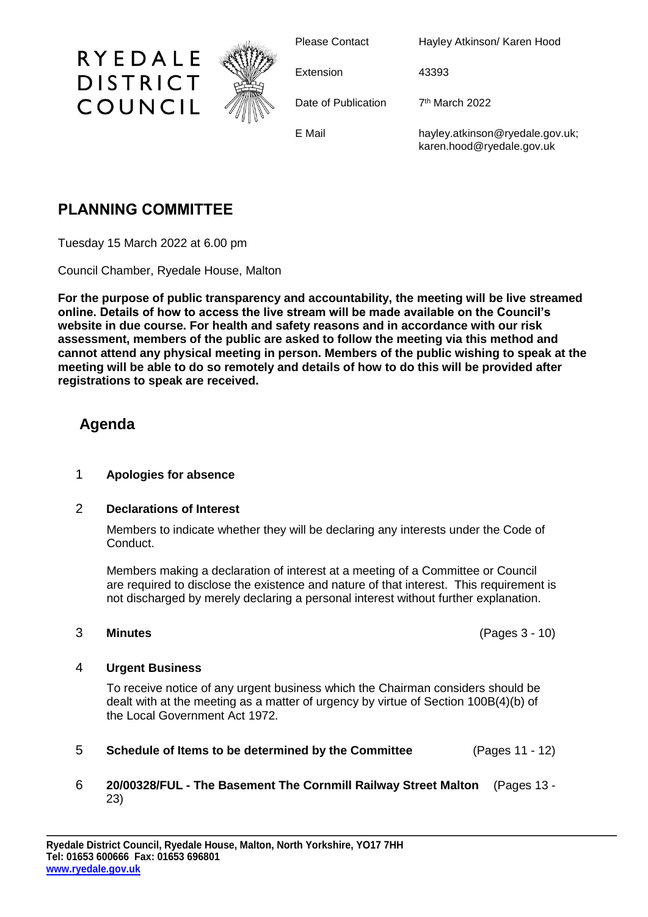**RYEDALE DISTRICT COUNCIL**

| | |
|---|---|
| Please Contact | Hayley Atkinson/ Karen Hood |
| Extension | 43393 |
| Date of Publication | 7th March 2022 |
| E Mail | hayley.atkinson@ryedale.gov.uk; karen.hood@ryedale.gov.uk |

# PLANNING COMMITTEE

Tuesday 15 March 2022 at 6.00 pm

Council Chamber, Ryedale House, Malton

**For the purpose of public transparency and accountability, the meeting will be live streamed online. Details of how to access the live stream will be made available on the Council's website in due course. For health and safety reasons and in accordance with our risk assessment, members of the public are asked to follow the meeting via this method and cannot attend any physical meeting in person. Members of the public wishing to speak at the meeting will be able to do so remotely and details of how to do this will be provided after registrations to speak are received.**

## Agenda

1 **Apologies for absence**

2 **Declarations of Interest**

Members to indicate whether they will be declaring any interests under the Code of Conduct.

Members making a declaration of interest at a meeting of a Committee or Council are required to disclose the existence and nature of that interest. This requirement is not discharged by merely declaring a personal interest without further explanation.

3 **Minutes** (Pages 3 - 10)

4 **Urgent Business**

To receive notice of any urgent business which the Chairman considers should be dealt with at the meeting as a matter of urgency by virtue of Section 100B(4)(b) of the Local Government Act 1972.

5 **Schedule of Items to be determined by the Committee** (Pages 11 - 12)

6 **20/00328/FUL - The Basement The Cornmill Railway Street Malton** (Pages 13 - 23)

**Ryedale District Council, Ryedale House, Malton, North Yorkshire, YO17 7HH**
**Tel: 01653 600666 Fax: 01653 696801**
**www.ryedale.gov.uk**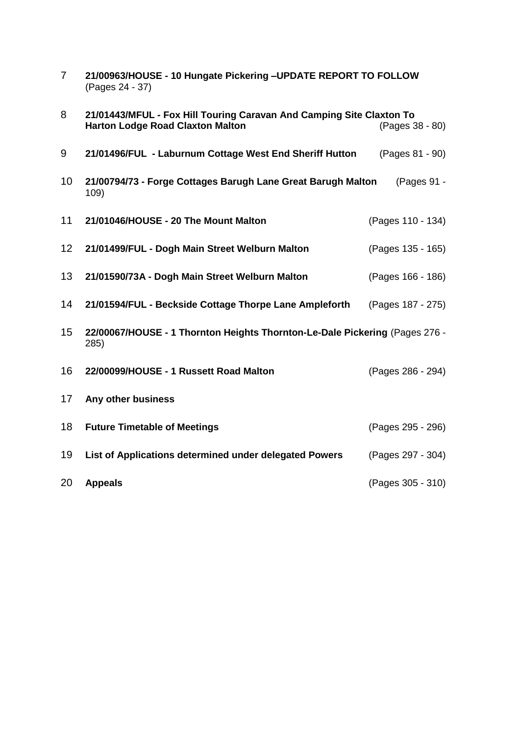7 **21/00963/HOUSE - 10 Hungate Pickering –UPDATE REPORT TO FOLLOW** (Pages 24 - 37)

8 **21/01443/MFUL - Fox Hill Touring Caravan And Camping Site Claxton To Harton Lodge Road Claxton Malton** (Pages 38 - 80)

9 **21/01496/FUL - Laburnum Cottage West End Sheriff Hutton** (Pages 81 - 90)

10 **21/00794/73 - Forge Cottages Barugh Lane Great Barugh Malton** (Pages 91 - 109)

11 **21/01046/HOUSE - 20 The Mount Malton** (Pages 110 - 134)

12 **21/01499/FUL - Dogh Main Street Welburn Malton** (Pages 135 - 165)

13 **21/01590/73A - Dogh Main Street Welburn Malton** (Pages 166 - 186)

14 **21/01594/FUL - Beckside Cottage Thorpe Lane Ampleforth** (Pages 187 - 275)

15 **22/00067/HOUSE - 1 Thornton Heights Thornton-Le-Dale Pickering** (Pages 276 - 285)

16 **22/00099/HOUSE - 1 Russett Road Malton** (Pages 286 - 294)

17 **Any other business**

18 **Future Timetable of Meetings** (Pages 295 - 296)

19 **List of Applications determined under delegated Powers** (Pages 297 - 304)

20 **Appeals** (Pages 305 - 310)